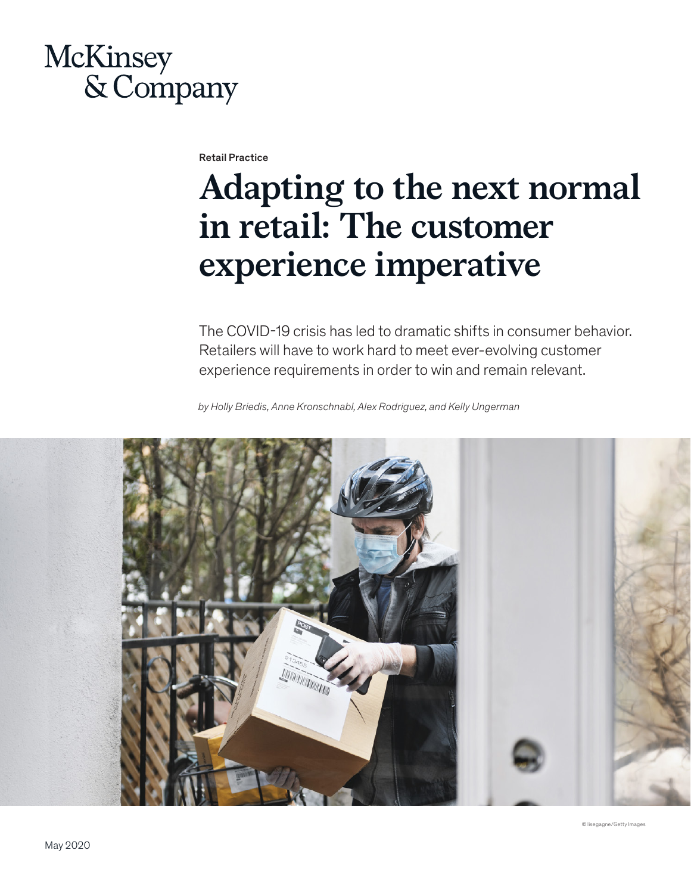McKinsey & Company

Retail Practice

# Adapting to the next normal in retail: The customer experience imperative

The COVID-19 crisis has led to dramatic shifts in consumer behavior. Retailers will have to work hard to meet ever-evolving customer experience requirements in order to win and remain relevant.

*by Holly Briedis, Anne Kronschnabl, Alex Rodriguez, and Kelly Ungerman*

© lisegagne/Getty Images

May 2020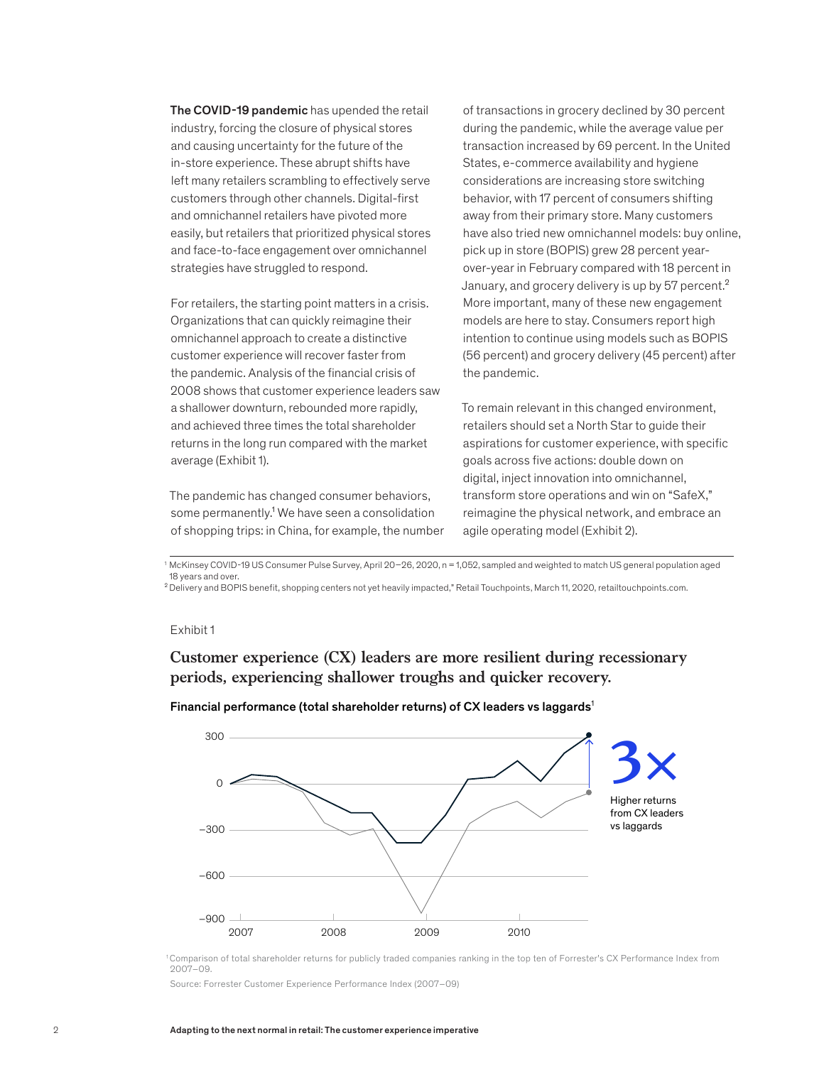**The COVID-19 pandemic** has upended the retail industry, forcing the closure of physical stores and causing uncertainty for the future of the in-store experience. These abrupt shifts have left many retailers scrambling to effectively serve customers through other channels. Digital-first and omnichannel retailers have pivoted more easily, but retailers that prioritized physical stores and face-to-face engagement over omnichannel strategies have struggled to respond.

For retailers, the starting point matters in a crisis. Organizations that can quickly reimagine their omnichannel approach to create a distinctive customer experience will recover faster from the pandemic. Analysis of the financial crisis of 2008 shows that customer experience leaders saw a shallower downturn, rebounded more rapidly, and achieved three times the total shareholder returns in the long run compared with the market average (Exhibit 1).

The pandemic has changed consumer behaviors, some permanently.[1] We have seen a consolidation of shopping trips: in China, for example, the number of transactions in grocery declined by 30 percent during the pandemic, while the average value per transaction increased by 69 percent. In the United States, e-commerce availability and hygiene considerations are increasing store switching behavior, with 17 percent of consumers shifting away from their primary store. Many customers have also tried new omnichannel models: buy online, pick up in store (BOPIS) grew 28 percent year-over-year in February compared with 18 percent in January, and grocery delivery is up by 57 percent.[2] More important, many of these new engagement models are here to stay. Consumers report high intention to continue using models such as BOPIS (56 percent) and grocery delivery (45 percent) after the pandemic.

To remain relevant in this changed environment, retailers should set a North Star to guide their aspirations for customer experience, with specific goals across five actions: double down on digital, inject innovation into omnichannel, transform store operations and win on "SafeX," reimagine the physical network, and embrace an agile operating model (Exhibit 2).

[1] McKinsey COVID-19 US Consumer Pulse Survey, April 20–26, 2020, n = 1,052, sampled and weighted to match US general population aged 18 years and over.

[2] Delivery and BOPIS benefit, shopping centers not yet heavily impacted," Retail Touchpoints, March 11, 2020, retailtouchpoints.com.

Exhibit 1

## Customer experience (CX) leaders are more resilient during recessionary periods, experiencing shallower troughs and quicker recovery.

Financial performance (total shareholder returns) of CX leaders vs laggards[1]

3× Higher returns from CX leaders vs laggards

[1] Comparison of total shareholder returns for publicly traded companies ranking in the top ten of Forrester's CX Performance Index from 2007–09.

Source: Forrester Customer Experience Performance Index (2007–09)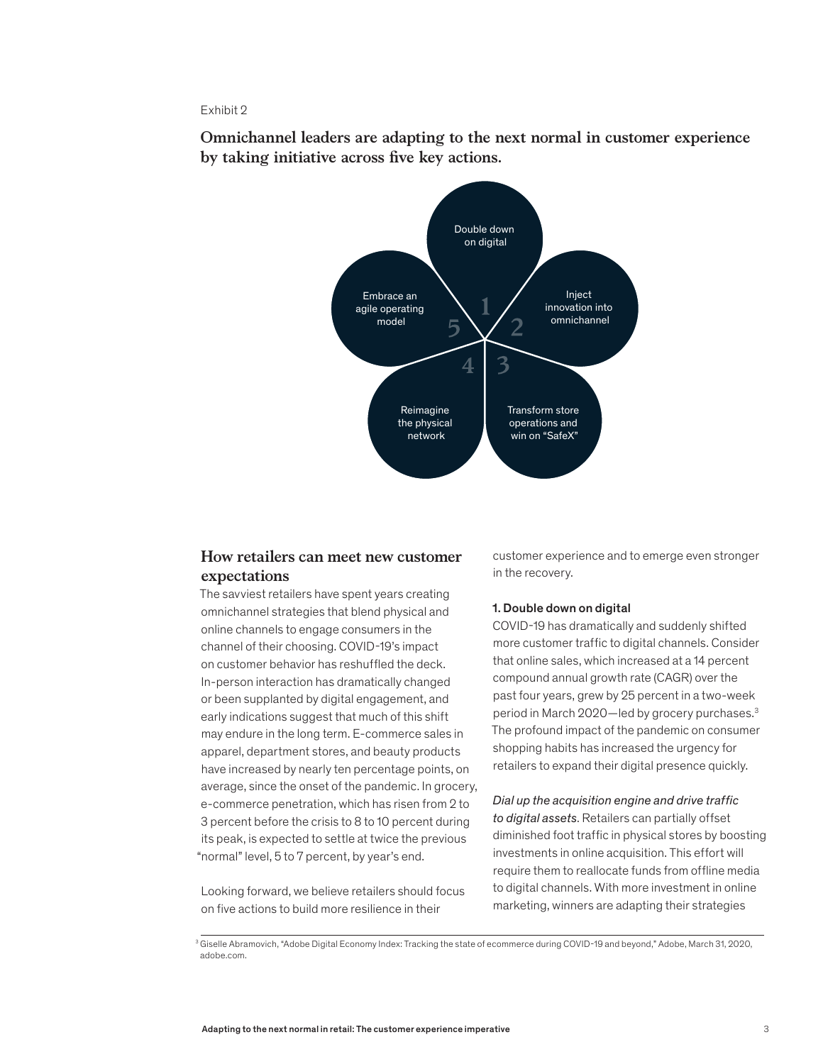Exhibit 2

**Omnichannel leaders are adapting to the next normal in customer experience by taking initiative across five key actions.**

1. Double down on digital
2. Inject innovation into omnichannel
3. Transform store operations and win on "SafeX"
4. Reimagine the physical network
5. Embrace an agile operating model

## How retailers can meet new customer expectations

The savviest retailers have spent years creating omnichannel strategies that blend physical and online channels to engage consumers in the channel of their choosing. COVID-19's impact on customer behavior has reshuffled the deck. In-person interaction has dramatically changed or been supplanted by digital engagement, and early indications suggest that much of this shift may endure in the long term. E-commerce sales in apparel, department stores, and beauty products have increased by nearly ten percentage points, on average, since the onset of the pandemic. In grocery, e-commerce penetration, which has risen from 2 to 3 percent before the crisis to 8 to 10 percent during its peak, is expected to settle at twice the previous "normal" level, 5 to 7 percent, by year's end.

Looking forward, we believe retailers should focus on five actions to build more resilience in their customer experience and to emerge even stronger in the recovery.

### 1. Double down on digital

COVID-19 has dramatically and suddenly shifted more customer traffic to digital channels. Consider that online sales, which increased at a 14 percent compound annual growth rate (CAGR) over the past four years, grew by 25 percent in a two-week period in March 2020—led by grocery purchases.[3] The profound impact of the pandemic on consumer shopping habits has increased the urgency for retailers to expand their digital presence quickly.

*Dial up the acquisition engine and drive traffic to digital assets.* Retailers can partially offset diminished foot traffic in physical stores by boosting investments in online acquisition. This effort will require them to reallocate funds from offline media to digital channels. With more investment in online marketing, winners are adapting their strategies

[3] Giselle Abramovich, "Adobe Digital Economy Index: Tracking the state of ecommerce during COVID-19 and beyond," Adobe, March 31, 2020, adobe.com.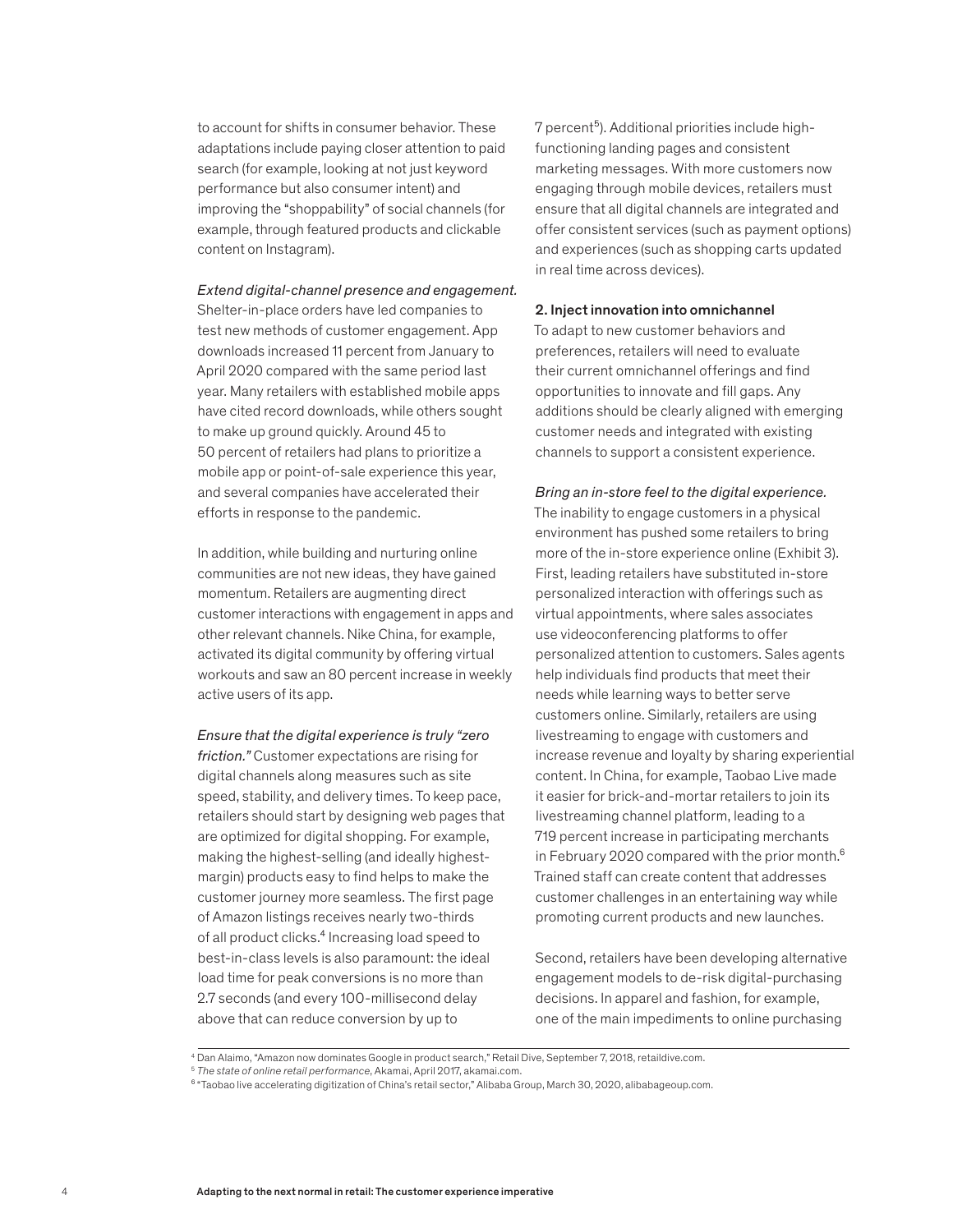to account for shifts in consumer behavior. These adaptations include paying closer attention to paid search (for example, looking at not just keyword performance but also consumer intent) and improving the "shoppability" of social channels (for example, through featured products and clickable content on Instagram).

*Extend digital-channel presence and engagement.* Shelter-in-place orders have led companies to test new methods of customer engagement. App downloads increased 11 percent from January to April 2020 compared with the same period last year. Many retailers with established mobile apps have cited record downloads, while others sought to make up ground quickly. Around 45 to 50 percent of retailers had plans to prioritize a mobile app or point-of-sale experience this year, and several companies have accelerated their efforts in response to the pandemic.

In addition, while building and nurturing online communities are not new ideas, they have gained momentum. Retailers are augmenting direct customer interactions with engagement in apps and other relevant channels. Nike China, for example, activated its digital community by offering virtual workouts and saw an 80 percent increase in weekly active users of its app.

*Ensure that the digital experience is truly "zero friction."* Customer expectations are rising for digital channels along measures such as site speed, stability, and delivery times. To keep pace, retailers should start by designing web pages that are optimized for digital shopping. For example, making the highest-selling (and ideally highest-margin) products easy to find helps to make the customer journey more seamless. The first page of Amazon listings receives nearly two-thirds of all product clicks.[4] Increasing load speed to best-in-class levels is also paramount: the ideal load time for peak conversions is no more than 2.7 seconds (and every 100-millisecond delay above that can reduce conversion by up to 7 percent[5]). Additional priorities include high-functioning landing pages and consistent marketing messages. With more customers now engaging through mobile devices, retailers must ensure that all digital channels are integrated and offer consistent services (such as payment options) and experiences (such as shopping carts updated in real time across devices).

**2. Inject innovation into omnichannel**

To adapt to new customer behaviors and preferences, retailers will need to evaluate their current omnichannel offerings and find opportunities to innovate and fill gaps. Any additions should be clearly aligned with emerging customer needs and integrated with existing channels to support a consistent experience.

*Bring an in-store feel to the digital experience.* The inability to engage customers in a physical environment has pushed some retailers to bring more of the in-store experience online (Exhibit 3). First, leading retailers have substituted in-store personalized interaction with offerings such as virtual appointments, where sales associates use videoconferencing platforms to offer personalized attention to customers. Sales agents help individuals find products that meet their needs while learning ways to better serve customers online. Similarly, retailers are using livestreaming to engage with customers and increase revenue and loyalty by sharing experiential content. In China, for example, Taobao Live made it easier for brick-and-mortar retailers to join its livestreaming channel platform, leading to a 719 percent increase in participating merchants in February 2020 compared with the prior month.[6] Trained staff can create content that addresses customer challenges in an entertaining way while promoting current products and new launches.

Second, retailers have been developing alternative engagement models to de-risk digital-purchasing decisions. In apparel and fashion, for example, one of the main impediments to online purchasing

---

[4] Dan Alaimo, "Amazon now dominates Google in product search," Retail Dive, September 7, 2018, retaildive.com.

[5] *The state of online retail performance*, Akamai, April 2017, akamai.com.

[6] "Taobao live accelerating digitization of China's retail sector," Alibaba Group, March 30, 2020, alibabageoup.com.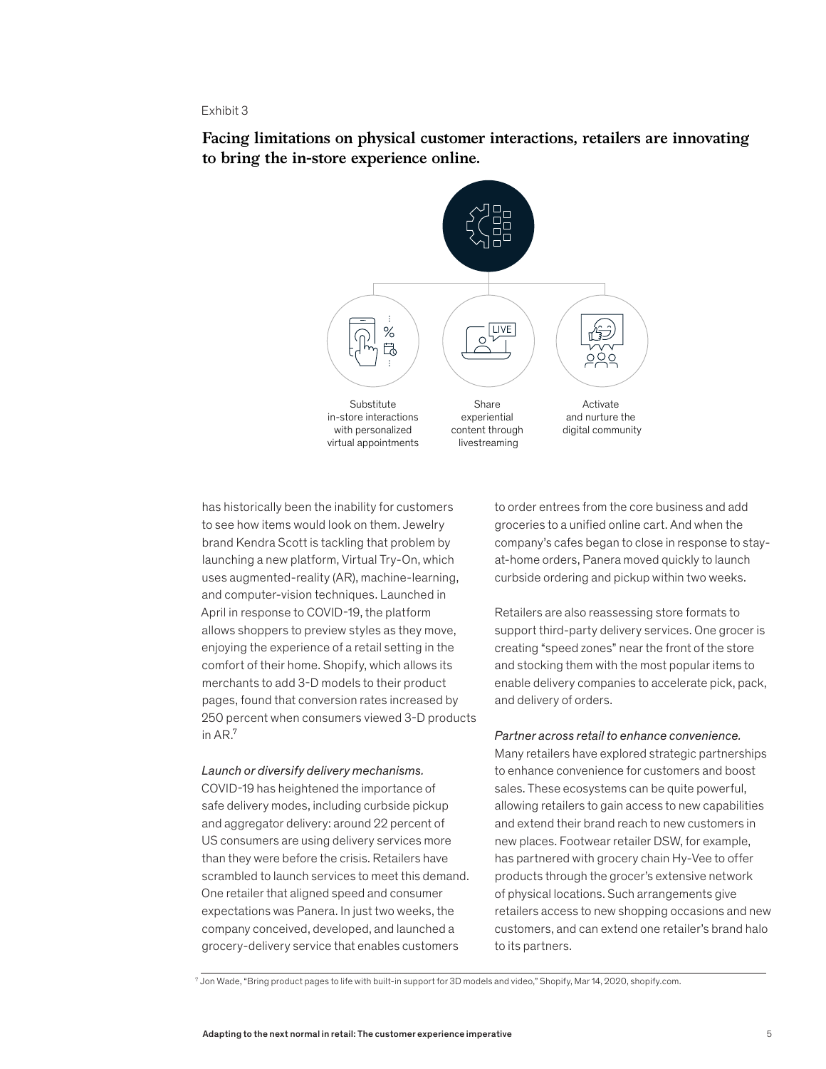Exhibit 3

**Facing limitations on physical customer interactions, retailers are innovating to bring the in-store experience online.**

Substitute in-store interactions with personalized virtual appointments

Share experiential content through livestreaming

Activate and nurture the digital community

has historically been the inability for customers to see how items would look on them. Jewelry brand Kendra Scott is tackling that problem by launching a new platform, Virtual Try-On, which uses augmented-reality (AR), machine-learning, and computer-vision techniques. Launched in April in response to COVID-19, the platform allows shoppers to preview styles as they move, enjoying the experience of a retail setting in the comfort of their home. Shopify, which allows its merchants to add 3-D models to their product pages, found that conversion rates increased by 250 percent when consumers viewed 3-D products in AR.[7]

*Launch or diversify delivery mechanisms.* COVID-19 has heightened the importance of safe delivery modes, including curbside pickup and aggregator delivery: around 22 percent of US consumers are using delivery services more than they were before the crisis. Retailers have scrambled to launch services to meet this demand. One retailer that aligned speed and consumer expectations was Panera. In just two weeks, the company conceived, developed, and launched a grocery-delivery service that enables customers to order entrees from the core business and add groceries to a unified online cart. And when the company's cafes began to close in response to stay-at-home orders, Panera moved quickly to launch curbside ordering and pickup within two weeks.

Retailers are also reassessing store formats to support third-party delivery services. One grocer is creating "speed zones" near the front of the store and stocking them with the most popular items to enable delivery companies to accelerate pick, pack, and delivery of orders.

*Partner across retail to enhance convenience.* Many retailers have explored strategic partnerships to enhance convenience for customers and boost sales. These ecosystems can be quite powerful, allowing retailers to gain access to new capabilities and extend their brand reach to new customers in new places. Footwear retailer DSW, for example, has partnered with grocery chain Hy-Vee to offer products through the grocer's extensive network of physical locations. Such arrangements give retailers access to new shopping occasions and new customers, and can extend one retailer's brand halo to its partners.

[7] Jon Wade, "Bring product pages to life with built-in support for 3D models and video," Shopify, Mar 14, 2020, shopify.com.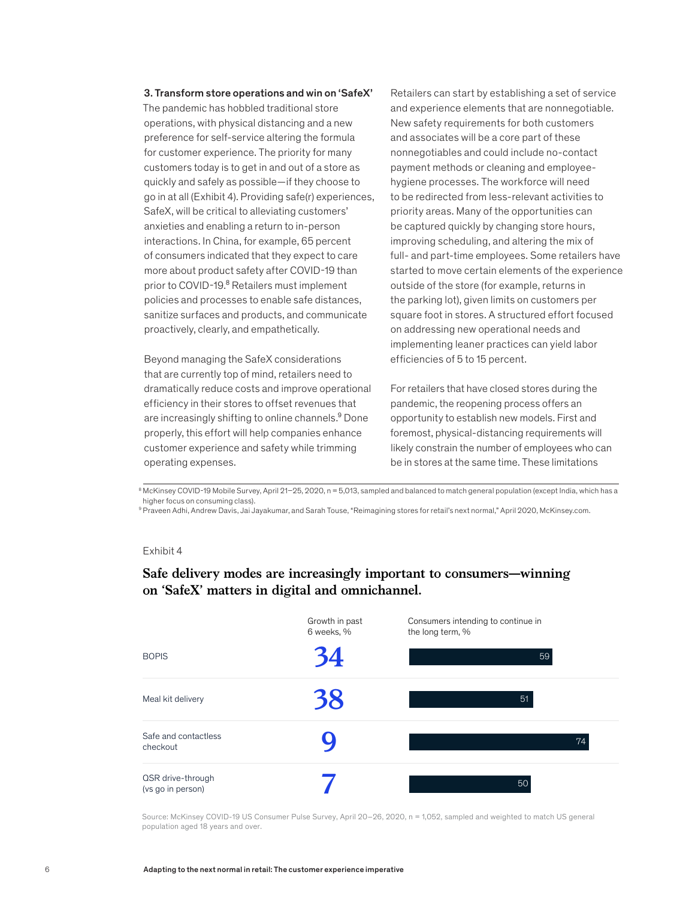### 3. Transform store operations and win on 'SafeX'

The pandemic has hobbled traditional store operations, with physical distancing and a new preference for self-service altering the formula for customer experience. The priority for many customers today is to get in and out of a store as quickly and safely as possible—if they choose to go in at all (Exhibit 4). Providing safe(r) experiences, SafeX, will be critical to alleviating customers' anxieties and enabling a return to in-person interactions. In China, for example, 65 percent of consumers indicated that they expect to care more about product safety after COVID-19 than prior to COVID-19.[8] Retailers must implement policies and processes to enable safe distances, sanitize surfaces and products, and communicate proactively, clearly, and empathetically.

Beyond managing the SafeX considerations that are currently top of mind, retailers need to dramatically reduce costs and improve operational efficiency in their stores to offset revenues that are increasingly shifting to online channels.[9] Done properly, this effort will help companies enhance customer experience and safety while trimming operating expenses.

Retailers can start by establishing a set of service and experience elements that are nonnegotiable. New safety requirements for both customers and associates will be a core part of these nonnegotiables and could include no-contact payment methods or cleaning and employee-hygiene processes. The workforce will need to be redirected from less-relevant activities to priority areas. Many of the opportunities can be captured quickly by changing store hours, improving scheduling, and altering the mix of full- and part-time employees. Some retailers have started to move certain elements of the experience outside of the store (for example, returns in the parking lot), given limits on customers per square foot in stores. A structured effort focused on addressing new operational needs and implementing leaner practices can yield labor efficiencies of 5 to 15 percent.

For retailers that have closed stores during the pandemic, the reopening process offers an opportunity to establish new models. First and foremost, physical-distancing requirements will likely constrain the number of employees who can be in stores at the same time. These limitations

[8] McKinsey COVID-19 Mobile Survey, April 21–25, 2020, n = 5,013, sampled and balanced to match general population (except India, which has a higher focus on consuming class).

[9] Praveen Adhi, Andrew Davis, Jai Jayakumar, and Sarah Touse, "Reimagining stores for retail's next normal," April 2020, McKinsey.com.

Exhibit 4

**Safe delivery modes are increasingly important to consumers—winning on 'SafeX' matters in digital and omnichannel.**

| | Growth in past 6 weeks, % | Consumers intending to continue in the long term, % |
|---|---|---|
| BOPIS | 34 | 59 |
| Meal kit delivery | 38 | 51 |
| Safe and contactless checkout | 9 | 74 |
| QSR drive-through (vs go in person) | 7 | 50 |

Source: McKinsey COVID-19 US Consumer Pulse Survey, April 20–26, 2020, n = 1,052, sampled and weighted to match US general population aged 18 years and over.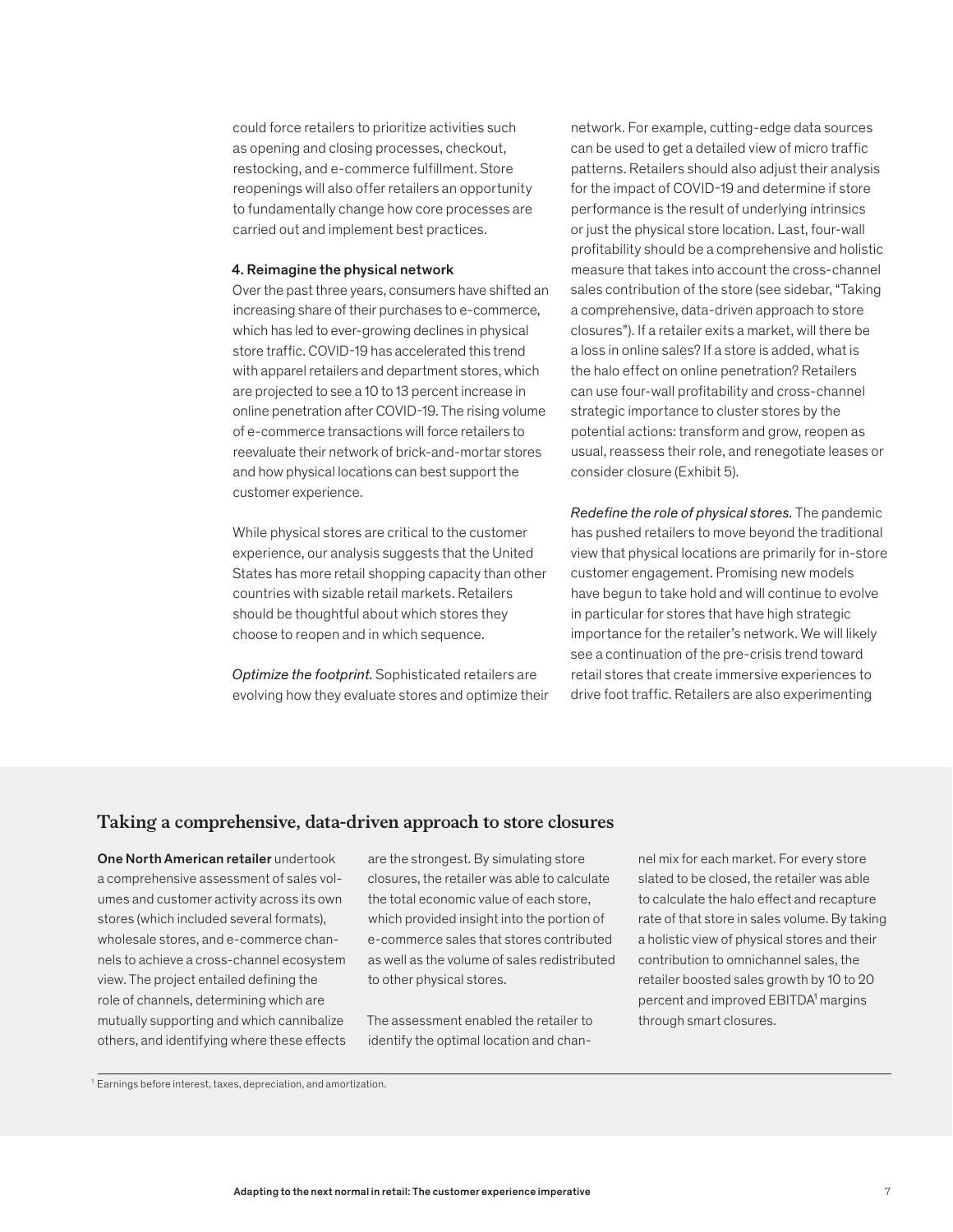could force retailers to prioritize activities such as opening and closing processes, checkout, restocking, and e-commerce fulfillment. Store reopenings will also offer retailers an opportunity to fundamentally change how core processes are carried out and implement best practices.

#### 4. Reimagine the physical network

Over the past three years, consumers have shifted an increasing share of their purchases to e-commerce, which has led to ever-growing declines in physical store traffic. COVID-19 has accelerated this trend with apparel retailers and department stores, which are projected to see a 10 to 13 percent increase in online penetration after COVID-19. The rising volume of e-commerce transactions will force retailers to reevaluate their network of brick-and-mortar stores and how physical locations can best support the customer experience.

While physical stores are critical to the customer experience, our analysis suggests that the United States has more retail shopping capacity than other countries with sizable retail markets. Retailers should be thoughtful about which stores they choose to reopen and in which sequence.

*Optimize the footprint.* Sophisticated retailers are evolving how they evaluate stores and optimize their network. For example, cutting-edge data sources can be used to get a detailed view of micro traffic patterns. Retailers should also adjust their analysis for the impact of COVID-19 and determine if store performance is the result of underlying intrinsics or just the physical store location. Last, four-wall profitability should be a comprehensive and holistic measure that takes into account the cross-channel sales contribution of the store (see sidebar, "Taking a comprehensive, data-driven approach to store closures"). If a retailer exits a market, will there be a loss in online sales? If a store is added, what is the halo effect on online penetration? Retailers can use four-wall profitability and cross-channel strategic importance to cluster stores by the potential actions: transform and grow, reopen as usual, reassess their role, and renegotiate leases or consider closure (Exhibit 5).

*Redefine the role of physical stores.* The pandemic has pushed retailers to move beyond the traditional view that physical locations are primarily for in-store customer engagement. Promising new models have begun to take hold and will continue to evolve in particular for stores that have high strategic importance for the retailer's network. We will likely see a continuation of the pre-crisis trend toward retail stores that create immersive experiences to drive foot traffic. Retailers are also experimenting

## Taking a comprehensive, data-driven approach to store closures

**One North American retailer** undertook a comprehensive assessment of sales volumes and customer activity across its own stores (which included several formats), wholesale stores, and e-commerce channels to achieve a cross-channel ecosystem view. The project entailed defining the role of channels, determining which are mutually supporting and which cannibalize others, and identifying where these effects are the strongest. By simulating store closures, the retailer was able to calculate the total economic value of each store, which provided insight into the portion of e-commerce sales that stores contributed as well as the volume of sales redistributed to other physical stores.

The assessment enabled the retailer to identify the optimal location and channel mix for each market. For every store slated to be closed, the retailer was able to calculate the halo effect and recapture rate of that store in sales volume. By taking a holistic view of physical stores and their contribution to omnichannel sales, the retailer boosted sales growth by 10 to 20 percent and improved EBITDA[1] margins through smart closures.

[1] Earnings before interest, taxes, depreciation, and amortization.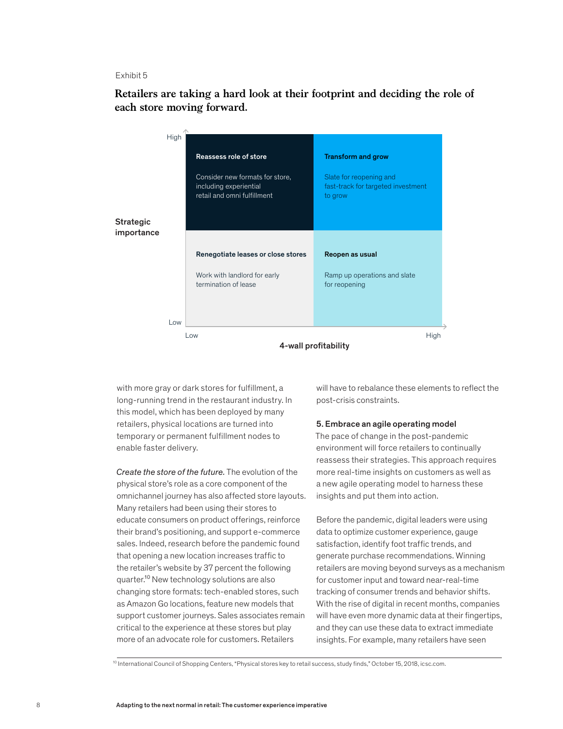Exhibit 5

**Retailers are taking a hard look at their footprint and deciding the role of each store moving forward.**

Strategic importance (vertical axis: Low to High) vs. 4-wall profitability (horizontal axis: Low to High)

| Strategic importance | Low 4-wall profitability | High 4-wall profitability |
|---|---|---|
| High | **Reassess role of store** — Consider new formats for store, including experiential retail and omni fulfillment | **Transform and grow** — Slate for reopening and fast-track for targeted investment to grow |
| Low | **Renegotiate leases or close stores** — Work with landlord for early termination of lease | **Reopen as usual** — Ramp up operations and slate for reopening |

with more gray or dark stores for fulfillment, a long-running trend in the restaurant industry. In this model, which has been deployed by many retailers, physical locations are turned into temporary or permanent fulfillment nodes to enable faster delivery.

*Create the store of the future.* The evolution of the physical store's role as a core component of the omnichannel journey has also affected store layouts. Many retailers had been using their stores to educate consumers on product offerings, reinforce their brand's positioning, and support e-commerce sales. Indeed, research before the pandemic found that opening a new location increases traffic to the retailer's website by 37 percent the following quarter.[10] New technology solutions are also changing store formats: tech-enabled stores, such as Amazon Go locations, feature new models that support customer journeys. Sales associates remain critical to the experience at these stores but play more of an advocate role for customers. Retailers will have to rebalance these elements to reflect the post-crisis constraints.

### 5. Embrace an agile operating model

The pace of change in the post-pandemic environment will force retailers to continually reassess their strategies. This approach requires more real-time insights on customers as well as a new agile operating model to harness these insights and put them into action.

Before the pandemic, digital leaders were using data to optimize customer experience, gauge satisfaction, identify foot traffic trends, and generate purchase recommendations. Winning retailers are moving beyond surveys as a mechanism for customer input and toward near-real-time tracking of consumer trends and behavior shifts. With the rise of digital in recent months, companies will have even more dynamic data at their fingertips, and they can use these data to extract immediate insights. For example, many retailers have seen

[10] International Council of Shopping Centers, "Physical stores key to retail success, study finds," October 15, 2018, icsc.com.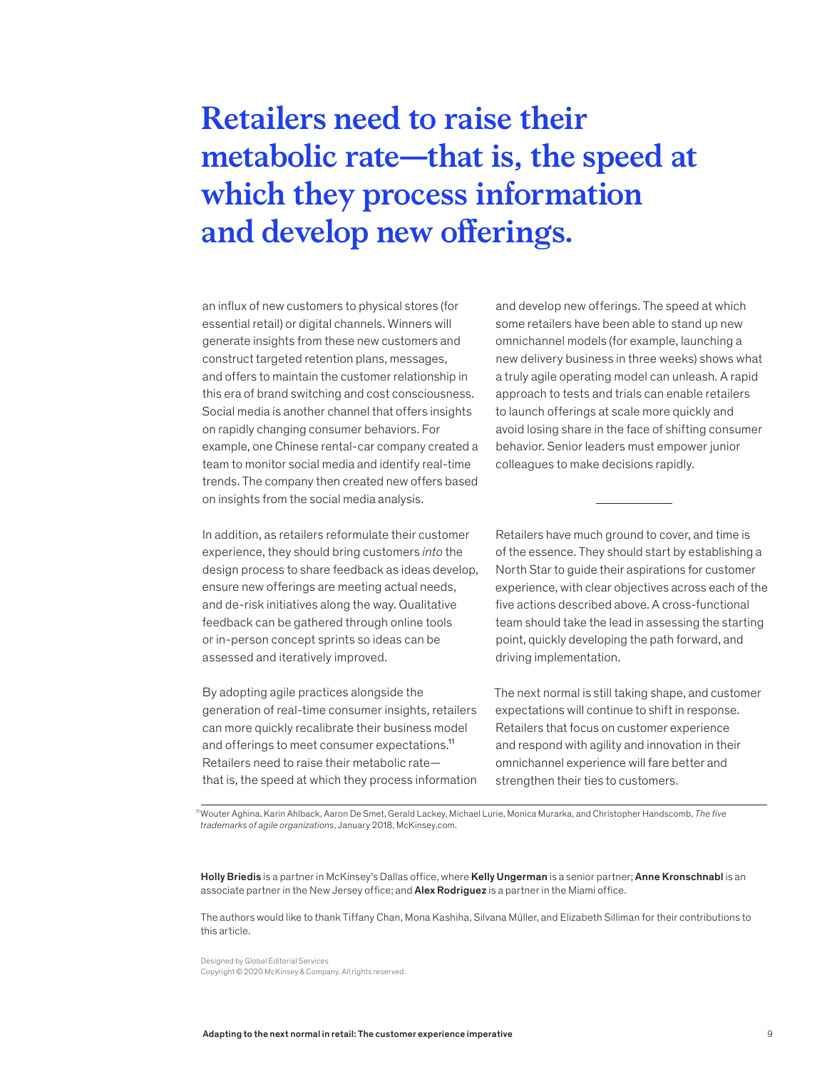**Retailers need to raise their metabolic rate—that is, the speed at which they process information and develop new offerings.**

an influx of new customers to physical stores (for essential retail) or digital channels. Winners will generate insights from these new customers and construct targeted retention plans, messages, and offers to maintain the customer relationship in this era of brand switching and cost consciousness. Social media is another channel that offers insights on rapidly changing consumer behaviors. For example, one Chinese rental-car company created a team to monitor social media and identify real-time trends. The company then created new offers based on insights from the social media analysis.

In addition, as retailers reformulate their customer experience, they should bring customers *into* the design process to share feedback as ideas develop, ensure new offerings are meeting actual needs, and de-risk initiatives along the way. Qualitative feedback can be gathered through online tools or in-person concept sprints so ideas can be assessed and iteratively improved.

By adopting agile practices alongside the generation of real-time consumer insights, retailers can more quickly recalibrate their business model and offerings to meet consumer expectations.[11] Retailers need to raise their metabolic rate—that is, the speed at which they process information and develop new offerings. The speed at which some retailers have been able to stand up new omnichannel models (for example, launching a new delivery business in three weeks) shows what a truly agile operating model can unleash. A rapid approach to tests and trials can enable retailers to launch offerings at scale more quickly and avoid losing share in the face of shifting consumer behavior. Senior leaders must empower junior colleagues to make decisions rapidly.

---

Retailers have much ground to cover, and time is of the essence. They should start by establishing a North Star to guide their aspirations for customer experience, with clear objectives across each of the five actions described above. A cross-functional team should take the lead in assessing the starting point, quickly developing the path forward, and driving implementation.

The next normal is still taking shape, and customer expectations will continue to shift in response. Retailers that focus on customer experience and respond with agility and innovation in their omnichannel experience will fare better and strengthen their ties to customers.

[11] Wouter Aghina, Karin Ahlback, Aaron De Smet, Gerald Lackey, Michael Lurie, Monica Murarka, and Christopher Handscomb, *The five trademarks of agile organizations*, January 2018, McKinsey.com.

**Holly Briedis** is a partner in McKinsey's Dallas office, where **Kelly Ungerman** is a senior partner; **Anne Kronschnabl** is an associate partner in the New Jersey office; and **Alex Rodriguez** is a partner in the Miami office.

The authors would like to thank Tiffany Chan, Mona Kashiha, Silvana Müller, and Elizabeth Silliman for their contributions to this article.

Designed by Global Editorial Services
Copyright © 2020 McKinsey & Company. All rights reserved.